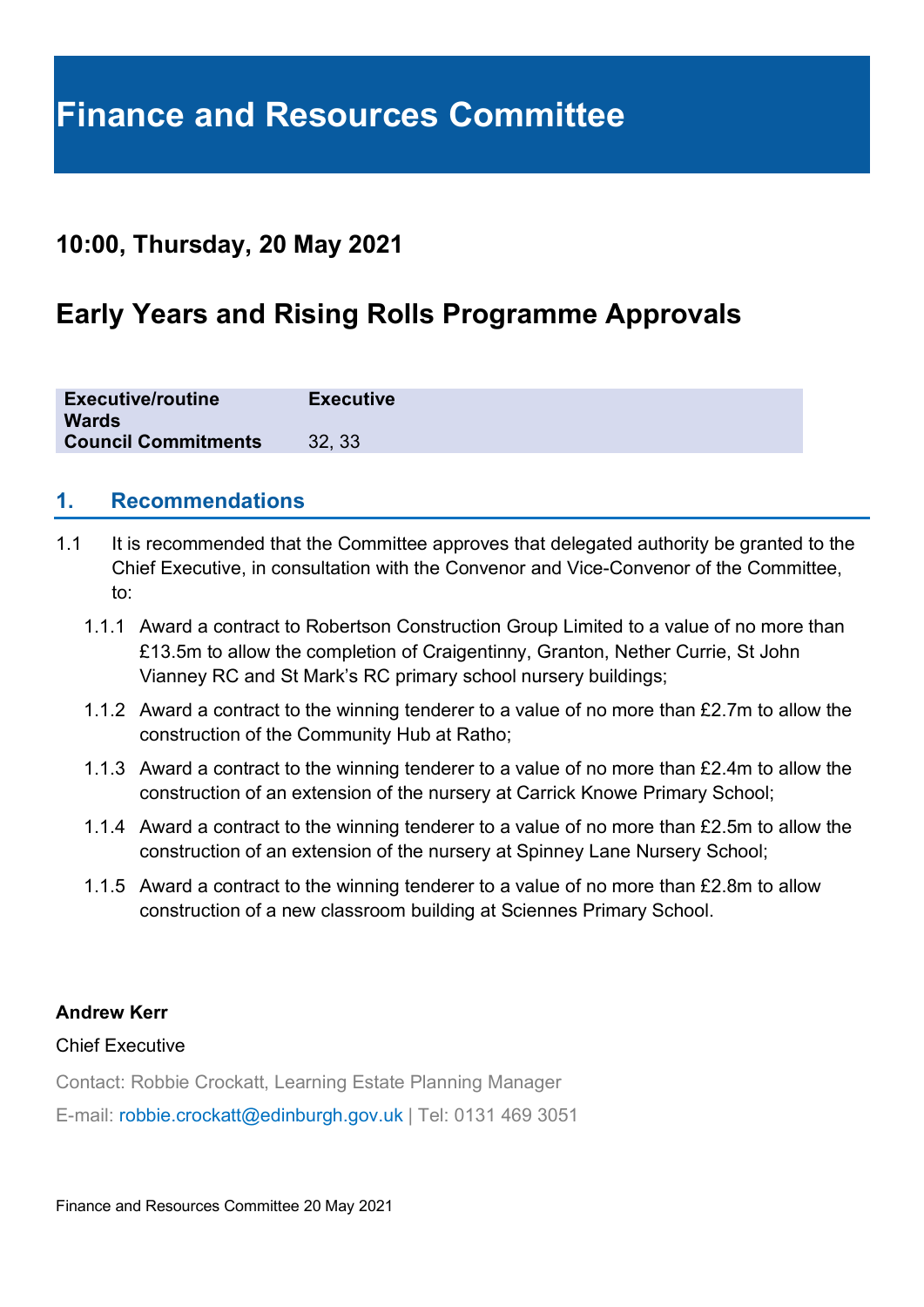# Finance and Resources Committee

## 10:00, Thursday, 20 May 2021

## Early Years and Rising Rolls Programme Approvals

| | |
|---|---|
| **Executive/routine** | **Executive** |
| **Wards** | |
| **Council Commitments** | 32, 33 |

### 1. Recommendations

1.1 It is recommended that the Committee approves that delegated authority be granted to the Chief Executive, in consultation with the Convenor and Vice-Convenor of the Committee, to:

1.1.1 Award a contract to Robertson Construction Group Limited to a value of no more than £13.5m to allow the completion of Craigentinny, Granton, Nether Currie, St John Vianney RC and St Mark's RC primary school nursery buildings;

1.1.2 Award a contract to the winning tenderer to a value of no more than £2.7m to allow the construction of the Community Hub at Ratho;

1.1.3 Award a contract to the winning tenderer to a value of no more than £2.4m to allow the construction of an extension of the nursery at Carrick Knowe Primary School;

1.1.4 Award a contract to the winning tenderer to a value of no more than £2.5m to allow the construction of an extension of the nursery at Spinney Lane Nursery School;

1.1.5 Award a contract to the winning tenderer to a value of no more than £2.8m to allow construction of a new classroom building at Sciennes Primary School.

**Andrew Kerr**

Chief Executive

Contact: Robbie Crockatt, Learning Estate Planning Manager

E-mail: robbie.crockatt@edinburgh.gov.uk | Tel: 0131 469 3051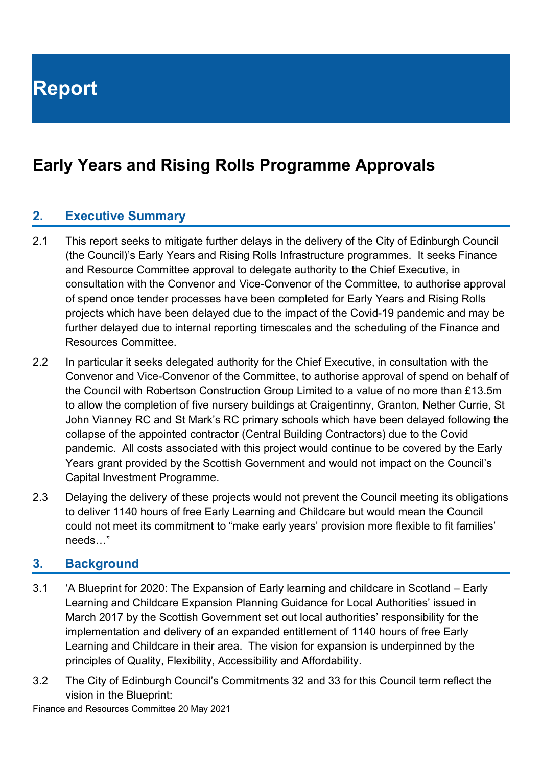# Report

## Early Years and Rising Rolls Programme Approvals

### 2. Executive Summary

2.1 This report seeks to mitigate further delays in the delivery of the City of Edinburgh Council (the Council)'s Early Years and Rising Rolls Infrastructure programmes. It seeks Finance and Resource Committee approval to delegate authority to the Chief Executive, in consultation with the Convenor and Vice-Convenor of the Committee, to authorise approval of spend once tender processes have been completed for Early Years and Rising Rolls projects which have been delayed due to the impact of the Covid-19 pandemic and may be further delayed due to internal reporting timescales and the scheduling of the Finance and Resources Committee.

2.2 In particular it seeks delegated authority for the Chief Executive, in consultation with the Convenor and Vice-Convenor of the Committee, to authorise approval of spend on behalf of the Council with Robertson Construction Group Limited to a value of no more than £13.5m to allow the completion of five nursery buildings at Craigentinny, Granton, Nether Currie, St John Vianney RC and St Mark's RC primary schools which have been delayed following the collapse of the appointed contractor (Central Building Contractors) due to the Covid pandemic. All costs associated with this project would continue to be covered by the Early Years grant provided by the Scottish Government and would not impact on the Council's Capital Investment Programme.

2.3 Delaying the delivery of these projects would not prevent the Council meeting its obligations to deliver 1140 hours of free Early Learning and Childcare but would mean the Council could not meet its commitment to "make early years' provision more flexible to fit families' needs…"

### 3. Background

3.1 'A Blueprint for 2020: The Expansion of Early learning and childcare in Scotland – Early Learning and Childcare Expansion Planning Guidance for Local Authorities' issued in March 2017 by the Scottish Government set out local authorities' responsibility for the implementation and delivery of an expanded entitlement of 1140 hours of free Early Learning and Childcare in their area. The vision for expansion is underpinned by the principles of Quality, Flexibility, Accessibility and Affordability.

3.2 The City of Edinburgh Council's Commitments 32 and 33 for this Council term reflect the vision in the Blueprint: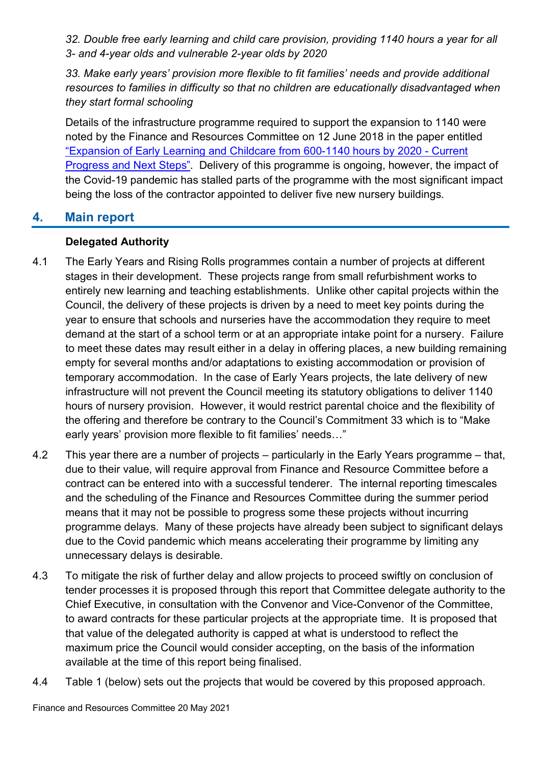*32. Double free early learning and child care provision, providing 1140 hours a year for all 3- and 4-year olds and vulnerable 2-year olds by 2020*

*33. Make early years' provision more flexible to fit families' needs and provide additional resources to families in difficulty so that no children are educationally disadvantaged when they start formal schooling*

Details of the infrastructure programme required to support the expansion to 1140 were noted by the Finance and Resources Committee on 12 June 2018 in the paper entitled "Expansion of Early Learning and Childcare from 600-1140 hours by 2020 - Current Progress and Next Steps". Delivery of this programme is ongoing, however, the impact of the Covid-19 pandemic has stalled parts of the programme with the most significant impact being the loss of the contractor appointed to deliver five new nursery buildings.

## 4. Main report

**Delegated Authority**

4.1 The Early Years and Rising Rolls programmes contain a number of projects at different stages in their development. These projects range from small refurbishment works to entirely new learning and teaching establishments. Unlike other capital projects within the Council, the delivery of these projects is driven by a need to meet key points during the year to ensure that schools and nurseries have the accommodation they require to meet demand at the start of a school term or at an appropriate intake point for a nursery. Failure to meet these dates may result either in a delay in offering places, a new building remaining empty for several months and/or adaptations to existing accommodation or provision of temporary accommodation. In the case of Early Years projects, the late delivery of new infrastructure will not prevent the Council meeting its statutory obligations to deliver 1140 hours of nursery provision. However, it would restrict parental choice and the flexibility of the offering and therefore be contrary to the Council's Commitment 33 which is to "Make early years' provision more flexible to fit families' needs…"

4.2 This year there are a number of projects – particularly in the Early Years programme – that, due to their value, will require approval from Finance and Resource Committee before a contract can be entered into with a successful tenderer. The internal reporting timescales and the scheduling of the Finance and Resources Committee during the summer period means that it may not be possible to progress some these projects without incurring programme delays. Many of these projects have already been subject to significant delays due to the Covid pandemic which means accelerating their programme by limiting any unnecessary delays is desirable.

4.3 To mitigate the risk of further delay and allow projects to proceed swiftly on conclusion of tender processes it is proposed through this report that Committee delegate authority to the Chief Executive, in consultation with the Convenor and Vice-Convenor of the Committee, to award contracts for these particular projects at the appropriate time. It is proposed that that value of the delegated authority is capped at what is understood to reflect the maximum price the Council would consider accepting, on the basis of the information available at the time of this report being finalised.

4.4 Table 1 (below) sets out the projects that would be covered by this proposed approach.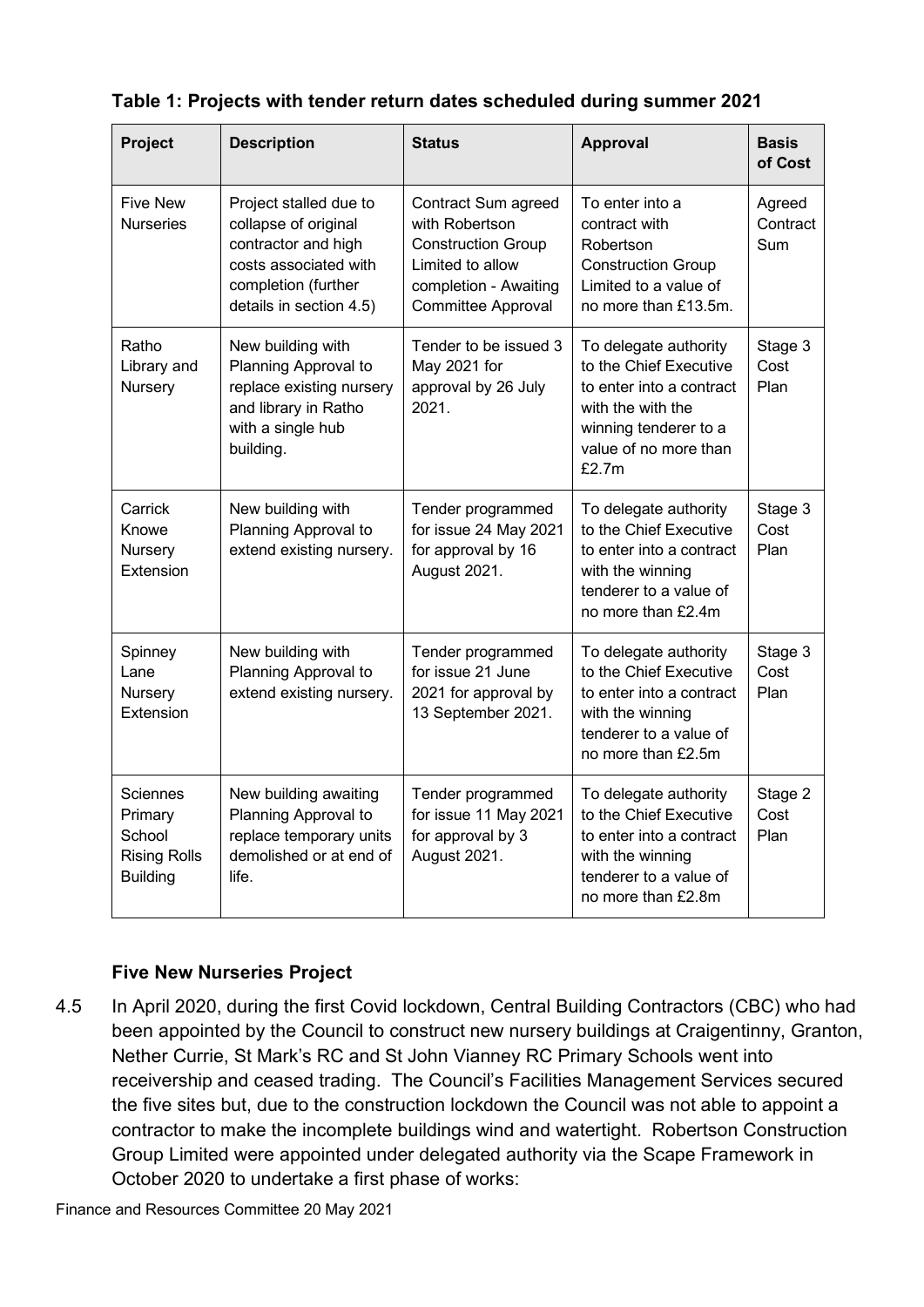**Table 1: Projects with tender return dates scheduled during summer 2021**

| Project | Description | Status | Approval | Basis of Cost |
|---|---|---|---|---|
| Five New Nurseries | Project stalled due to collapse of original contractor and high costs associated with completion (further details in section 4.5) | Contract Sum agreed with Robertson Construction Group Limited to allow completion - Awaiting Committee Approval | To enter into a contract with Robertson Construction Group Limited to a value of no more than £13.5m. | Agreed Contract Sum |
| Ratho Library and Nursery | New building with Planning Approval to replace existing nursery and library in Ratho with a single hub building. | Tender to be issued 3 May 2021 for approval by 26 July 2021. | To delegate authority to the Chief Executive to enter into a contract with the with the winning tenderer to a value of no more than £2.7m | Stage 3 Cost Plan |
| Carrick Knowe Nursery Extension | New building with Planning Approval to extend existing nursery. | Tender programmed for issue 24 May 2021 for approval by 16 August 2021. | To delegate authority to the Chief Executive to enter into a contract with the winning tenderer to a value of no more than £2.4m | Stage 3 Cost Plan |
| Spinney Lane Nursery Extension | New building with Planning Approval to extend existing nursery. | Tender programmed for issue 21 June 2021 for approval by 13 September 2021. | To delegate authority to the Chief Executive to enter into a contract with the winning tenderer to a value of no more than £2.5m | Stage 3 Cost Plan |
| Sciennes Primary School Rising Rolls Building | New building awaiting Planning Approval to replace temporary units demolished or at end of life. | Tender programmed for issue 11 May 2021 for approval by 3 August 2021. | To delegate authority to the Chief Executive to enter into a contract with the winning tenderer to a value of no more than £2.8m | Stage 2 Cost Plan |

**Five New Nurseries Project**

4.5 In April 2020, during the first Covid lockdown, Central Building Contractors (CBC) who had been appointed by the Council to construct new nursery buildings at Craigentinny, Granton, Nether Currie, St Mark's RC and St John Vianney RC Primary Schools went into receivership and ceased trading. The Council's Facilities Management Services secured the five sites but, due to the construction lockdown the Council was not able to appoint a contractor to make the incomplete buildings wind and watertight. Robertson Construction Group Limited were appointed under delegated authority via the Scape Framework in October 2020 to undertake a first phase of works: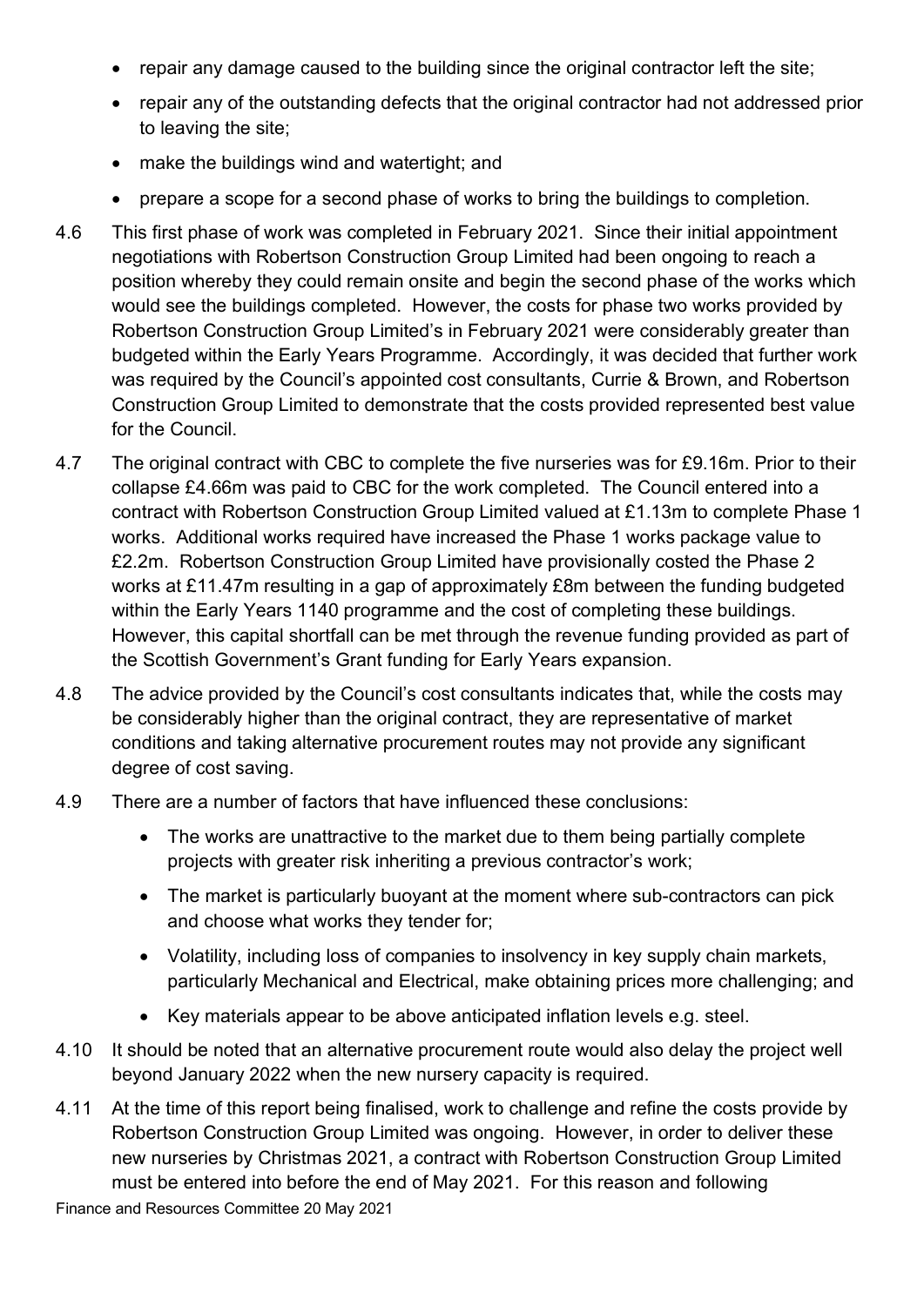- repair any damage caused to the building since the original contractor left the site;
- repair any of the outstanding defects that the original contractor had not addressed prior to leaving the site;
- make the buildings wind and watertight; and
- prepare a scope for a second phase of works to bring the buildings to completion.

4.6 This first phase of work was completed in February 2021. Since their initial appointment negotiations with Robertson Construction Group Limited had been ongoing to reach a position whereby they could remain onsite and begin the second phase of the works which would see the buildings completed. However, the costs for phase two works provided by Robertson Construction Group Limited's in February 2021 were considerably greater than budgeted within the Early Years Programme. Accordingly, it was decided that further work was required by the Council's appointed cost consultants, Currie & Brown, and Robertson Construction Group Limited to demonstrate that the costs provided represented best value for the Council.

4.7 The original contract with CBC to complete the five nurseries was for £9.16m. Prior to their collapse £4.66m was paid to CBC for the work completed. The Council entered into a contract with Robertson Construction Group Limited valued at £1.13m to complete Phase 1 works. Additional works required have increased the Phase 1 works package value to £2.2m. Robertson Construction Group Limited have provisionally costed the Phase 2 works at £11.47m resulting in a gap of approximately £8m between the funding budgeted within the Early Years 1140 programme and the cost of completing these buildings. However, this capital shortfall can be met through the revenue funding provided as part of the Scottish Government's Grant funding for Early Years expansion.

4.8 The advice provided by the Council's cost consultants indicates that, while the costs may be considerably higher than the original contract, they are representative of market conditions and taking alternative procurement routes may not provide any significant degree of cost saving.

4.9 There are a number of factors that have influenced these conclusions:

- The works are unattractive to the market due to them being partially complete projects with greater risk inheriting a previous contractor's work;
- The market is particularly buoyant at the moment where sub-contractors can pick and choose what works they tender for;
- Volatility, including loss of companies to insolvency in key supply chain markets, particularly Mechanical and Electrical, make obtaining prices more challenging; and
- Key materials appear to be above anticipated inflation levels e.g. steel.

4.10 It should be noted that an alternative procurement route would also delay the project well beyond January 2022 when the new nursery capacity is required.

4.11 At the time of this report being finalised, work to challenge and refine the costs provide by Robertson Construction Group Limited was ongoing. However, in order to deliver these new nurseries by Christmas 2021, a contract with Robertson Construction Group Limited must be entered into before the end of May 2021. For this reason and following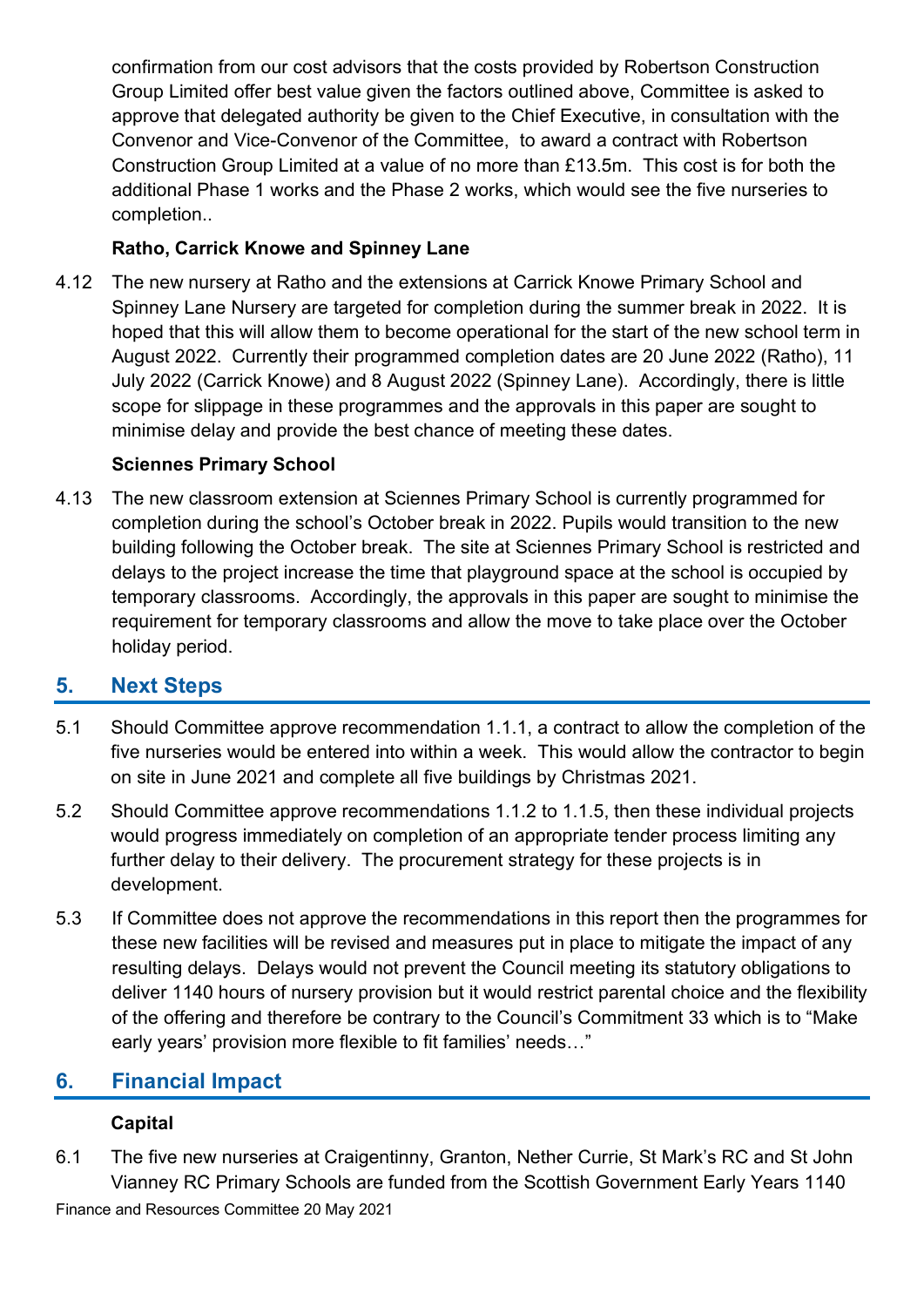confirmation from our cost advisors that the costs provided by Robertson Construction Group Limited offer best value given the factors outlined above, Committee is asked to approve that delegated authority be given to the Chief Executive, in consultation with the Convenor and Vice-Convenor of the Committee, to award a contract with Robertson Construction Group Limited at a value of no more than £13.5m. This cost is for both the additional Phase 1 works and the Phase 2 works, which would see the five nurseries to completion..

**Ratho, Carrick Knowe and Spinney Lane**

4.12 The new nursery at Ratho and the extensions at Carrick Knowe Primary School and Spinney Lane Nursery are targeted for completion during the summer break in 2022. It is hoped that this will allow them to become operational for the start of the new school term in August 2022. Currently their programmed completion dates are 20 June 2022 (Ratho), 11 July 2022 (Carrick Knowe) and 8 August 2022 (Spinney Lane). Accordingly, there is little scope for slippage in these programmes and the approvals in this paper are sought to minimise delay and provide the best chance of meeting these dates.

**Sciennes Primary School**

4.13 The new classroom extension at Sciennes Primary School is currently programmed for completion during the school's October break in 2022. Pupils would transition to the new building following the October break. The site at Sciennes Primary School is restricted and delays to the project increase the time that playground space at the school is occupied by temporary classrooms. Accordingly, the approvals in this paper are sought to minimise the requirement for temporary classrooms and allow the move to take place over the October holiday period.

## 5. Next Steps

5.1 Should Committee approve recommendation 1.1.1, a contract to allow the completion of the five nurseries would be entered into within a week. This would allow the contractor to begin on site in June 2021 and complete all five buildings by Christmas 2021.

5.2 Should Committee approve recommendations 1.1.2 to 1.1.5, then these individual projects would progress immediately on completion of an appropriate tender process limiting any further delay to their delivery. The procurement strategy for these projects is in development.

5.3 If Committee does not approve the recommendations in this report then the programmes for these new facilities will be revised and measures put in place to mitigate the impact of any resulting delays. Delays would not prevent the Council meeting its statutory obligations to deliver 1140 hours of nursery provision but it would restrict parental choice and the flexibility of the offering and therefore be contrary to the Council's Commitment 33 which is to "Make early years' provision more flexible to fit families' needs…"

## 6. Financial Impact

**Capital**

6.1 The five new nurseries at Craigentinny, Granton, Nether Currie, St Mark's RC and St John Vianney RC Primary Schools are funded from the Scottish Government Early Years 1140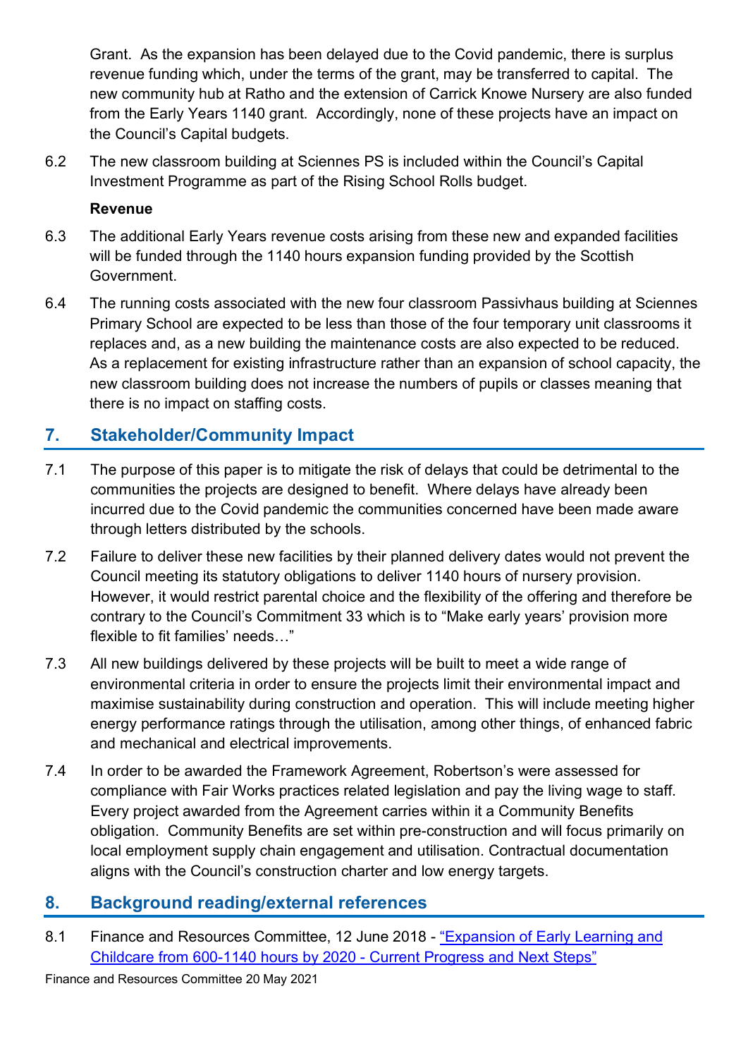Grant. As the expansion has been delayed due to the Covid pandemic, there is surplus revenue funding which, under the terms of the grant, may be transferred to capital. The new community hub at Ratho and the extension of Carrick Knowe Nursery are also funded from the Early Years 1140 grant. Accordingly, none of these projects have an impact on the Council's Capital budgets.

6.2 The new classroom building at Sciennes PS is included within the Council's Capital Investment Programme as part of the Rising School Rolls budget.

**Revenue**

6.3 The additional Early Years revenue costs arising from these new and expanded facilities will be funded through the 1140 hours expansion funding provided by the Scottish Government.

6.4 The running costs associated with the new four classroom Passivhaus building at Sciennes Primary School are expected to be less than those of the four temporary unit classrooms it replaces and, as a new building the maintenance costs are also expected to be reduced. As a replacement for existing infrastructure rather than an expansion of school capacity, the new classroom building does not increase the numbers of pupils or classes meaning that there is no impact on staffing costs.

## 7. Stakeholder/Community Impact

7.1 The purpose of this paper is to mitigate the risk of delays that could be detrimental to the communities the projects are designed to benefit. Where delays have already been incurred due to the Covid pandemic the communities concerned have been made aware through letters distributed by the schools.

7.2 Failure to deliver these new facilities by their planned delivery dates would not prevent the Council meeting its statutory obligations to deliver 1140 hours of nursery provision. However, it would restrict parental choice and the flexibility of the offering and therefore be contrary to the Council's Commitment 33 which is to "Make early years' provision more flexible to fit families' needs…"

7.3 All new buildings delivered by these projects will be built to meet a wide range of environmental criteria in order to ensure the projects limit their environmental impact and maximise sustainability during construction and operation. This will include meeting higher energy performance ratings through the utilisation, among other things, of enhanced fabric and mechanical and electrical improvements.

7.4 In order to be awarded the Framework Agreement, Robertson's were assessed for compliance with Fair Works practices related legislation and pay the living wage to staff. Every project awarded from the Agreement carries within it a Community Benefits obligation. Community Benefits are set within pre-construction and will focus primarily on local employment supply chain engagement and utilisation. Contractual documentation aligns with the Council's construction charter and low energy targets.

## 8. Background reading/external references

8.1 Finance and Resources Committee, 12 June 2018 - "Expansion of Early Learning and Childcare from 600-1140 hours by 2020 - Current Progress and Next Steps"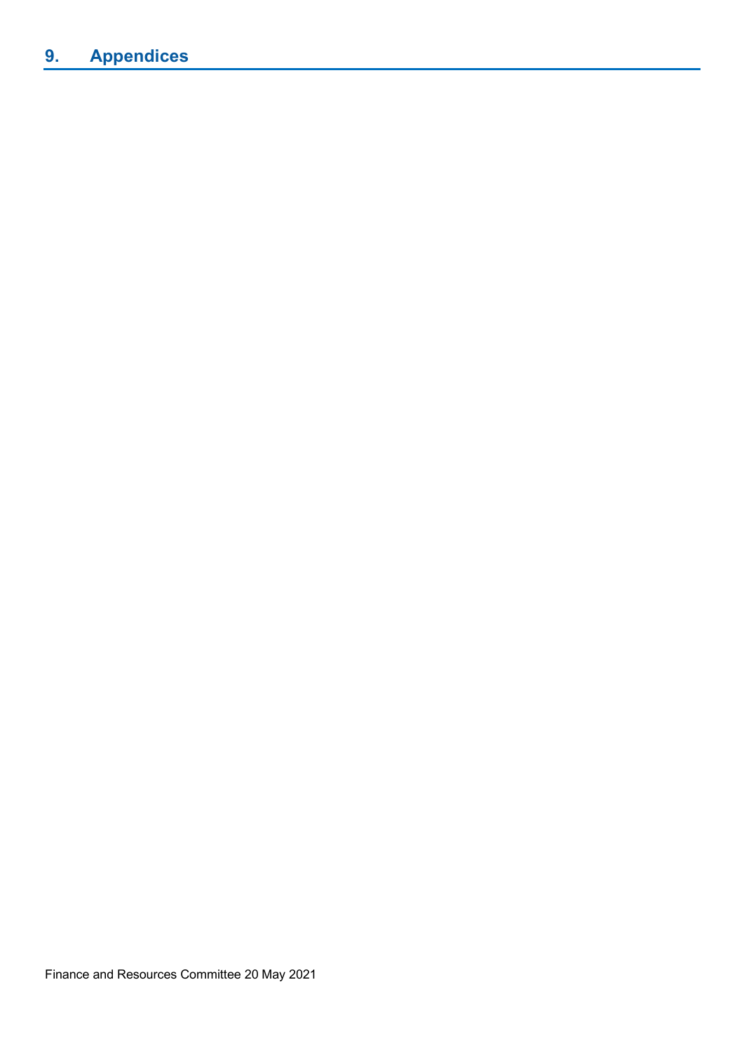## 9. Appendices